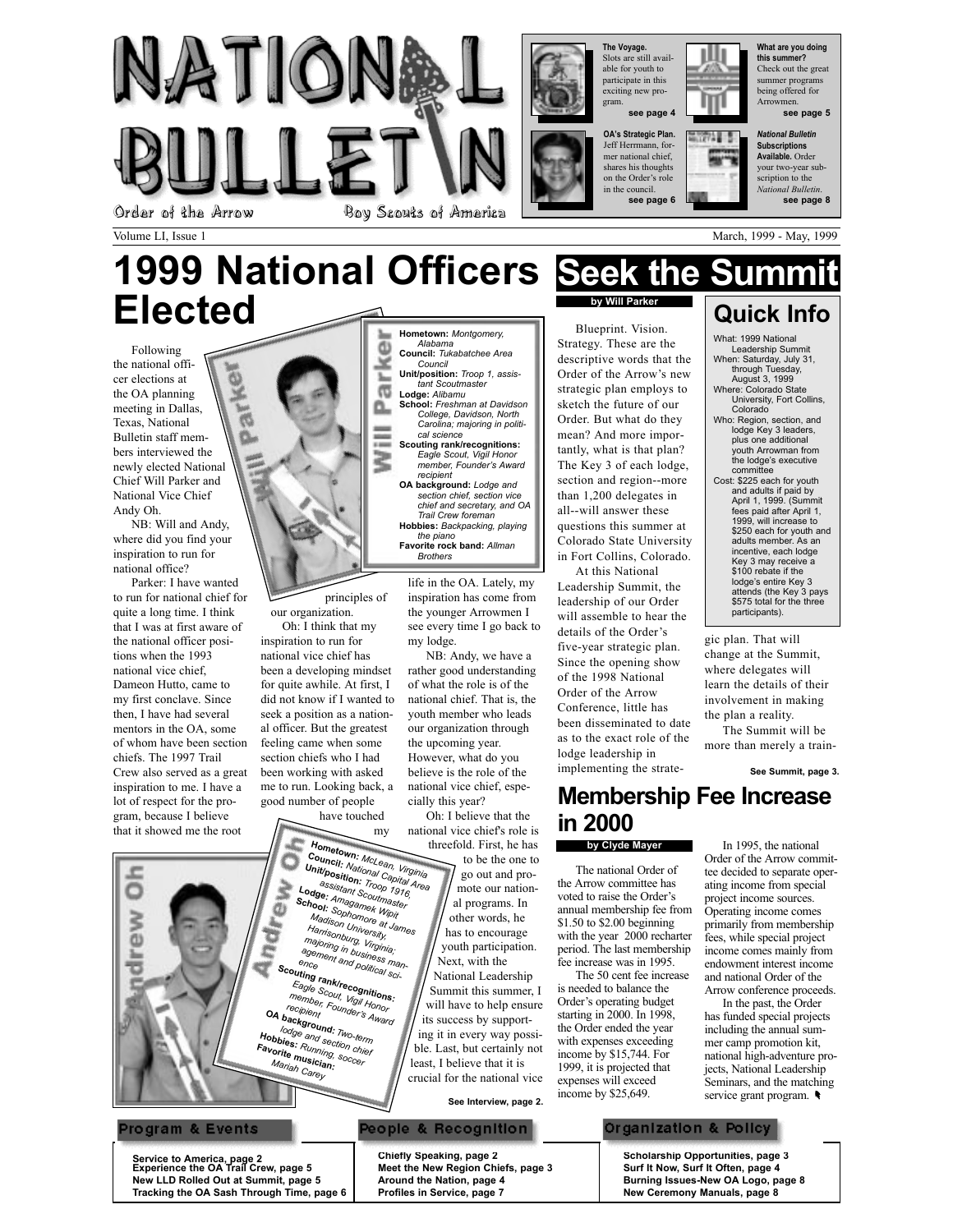# NATIONAL BULLETIN

Order of the Arrow — Boy Scouts of America

**The Voyage.** Slots are still available for youth to participate in this exciting new program. **see page 4**

**What are you doing this summer?** Check out the great summer programs being offered for Arrowmen. **see page 5**

**OA's Strategic Plan.** Jeff Herrmann, former national chief, shares his thoughts on the Order's role in the council. **see page 6**

***National Bulletin* Subscriptions Available.** Order your two-year subscription to the *National Bulletin*. **see page 8**

Volume LI, Issue 1 — March, 1999 - May, 1999

# 1999 National Officers Elected

Following the national officer elections at the OA planning meeting in Dallas, Texas, National Bulletin staff members interviewed the newly elected National Chief Will Parker and National Vice Chief Andy Oh.

NB: Will and Andy, where did you find your inspiration to run for national office?

Parker: I have wanted to run for national chief for quite a long time. I think that I was at first aware of the national officer positions when the 1993 national vice chief, Dameon Hutto, came to my first conclave. Since then, I have had several mentors in the OA, some of whom have been section chiefs. The 1997 Trail Crew also served as a great inspiration to me. I have a lot of respect for the program, because I believe that it showed me the root principles of our organization.

Oh: I think that my inspiration to run for national vice chief has been a developing mindset for quite awhile. At first, I did not know if I wanted to seek a position as a national officer. But the greatest feeling came when some section chiefs who I had been working with asked me to run. Looking back, a good number of people have touched my life in the OA. Lately, my inspiration has come from the younger Arrowmen I see every time I go back to my lodge.

NB: Andy, we have a rather good understanding of what the role is of the national chief. That is, the youth member who leads our organization through the upcoming year. However, what do you believe is the role of the national vice chief, especially this year?

Oh: I believe that the national vice chief's role is threefold. First, he has to be the one to go out and promote our national programs. In other words, he has to encourage youth participation. Next, with the National Leadership Summit this summer, I will have to help ensure its success by supporting it in every way possible. Last, but certainly not least, I believe that it is crucial for the national vice

**See Interview, page 2.**

**Will Parker**

**Hometown:** *Montgomery, Alabama*
**Council:** *Tukabatchee Area Council*
**Unit/position:** *Troop 1, assistant Scoutmaster*
**Lodge:** *Alibamu*
**School:** *Freshman at Davidson College, Davidson, North Carolina; majoring in political science*
**Scouting rank/recognitions:** *Eagle Scout, Vigil Honor member, Founder's Award recipient*
**OA background:** *Lodge and section chief, section vice chief and secretary, and OA Trail Crew foreman*
**Hobbies:** *Backpacking, playing the piano*
**Favorite rock band:** *Allman Brothers*

**Andrew Oh**

**Hometown:** *McLean, Virginia*
**Council:** *National Capital Area*
**Unit/position:** *Troop 1916, assistant Scoutmaster*
**Lodge:** *Amagamek Wipit*
**School:** *Sophomore at James Madison University, Harrisonburg, Virginia; majoring in business management and political science*
**Scouting rank/recognitions:** *Eagle Scout, Vigil Honor member, Founder's Award recipient*
**OA background:** *Two-term lodge and section chief*
**Hobbies:** *Running, soccer*
**Favorite musician:** *Mariah Carey*

# Seek the Summit

**by Will Parker**

Blueprint. Vision. Strategy. These are the descriptive words that the Order of the Arrow's new strategic plan employs to sketch the future of our Order. But what do they mean? And more importantly, what is that plan? The Key 3 of each lodge, section and region--more than 1,200 delegates in all--will answer these questions this summer at Colorado State University in Fort Collins, Colorado.

At this National Leadership Summit, the leadership of our Order will assemble to hear the details of the Order's five-year strategic plan. Since the opening show of the 1998 National Order of the Arrow Conference, little has been disseminated to date as to the exact role of the lodge leadership in implementing the strategic plan. That will change at the Summit, where delegates will learn the details of their involvement in making the plan a reality.

The Summit will be more than merely a train-

**See Summit, page 3.**

## Quick Info

What: 1999 National Leadership Summit
When: Saturday, July 31, through Tuesday, August 3, 1999
Where: Colorado State University, Fort Collins, Colorado
Who: Region, section, and lodge Key 3 leaders, plus one additional youth Arrowman from the lodge's executive committee
Cost: $225 each for youth and adults if paid by April 1, 1999. (Summit fees paid after April 1, 1999, will increase to $250 each for youth and adults member. As an incentive, each lodge Key 3 may receive a $100 rebate if the lodge's entire Key 3 attends (the Key 3 pays $575 total for the three participants).

# Membership Fee Increase in 2000

**by Clyde Mayer**

The national Order of the Arrow committee has voted to raise the Order's annual membership fee from $1.50 to $2.00 beginning with the year 2000 recharter period. The last membership fee increase was in 1995.

The 50 cent fee increase is needed to balance the Order's operating budget starting in 2000. In 1998, the Order ended the year with expenses exceeding income by $15,744. For 1999, it is projected that expenses will exceed income by $25,649.

In 1995, the national Order of the Arrow committee decided to separate operating income from special project income sources. Operating income comes primarily from membership fees, while special project income comes mainly from endowment interest income and national Order of the Arrow conference proceeds.

In the past, the Order has funded special projects including the annual summer camp promotion kit, national high-adventure projects, National Leadership Seminars, and the matching service grant program.

**Program & Events**
- Service to America, page 2
- Experience the OA Trail Crew, page 5
- New LLD Rolled Out at Summit, page 5
- Tracking the OA Sash Through Time, page 6

**People & Recognition**
- Chiefly Speaking, page 2
- Meet the New Region Chiefs, page 3
- Around the Nation, page 4
- Profiles in Service, page 7

**Organization & Policy**
- Scholarship Opportunities, page 3
- Surf It Now, Surf It Often, page 4
- Burning Issues-New OA Logo, page 8
- New Ceremony Manuals, page 8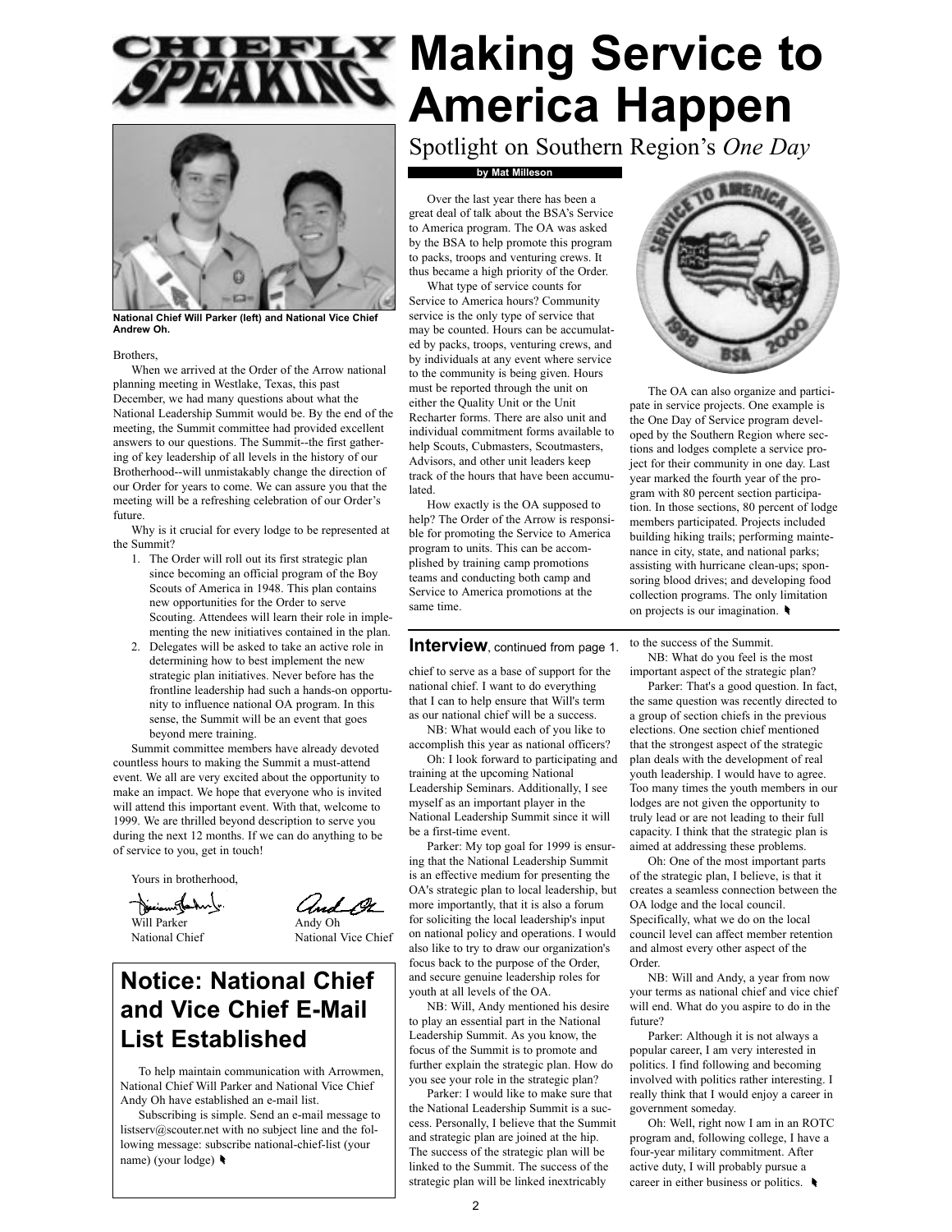# Chiefly Speaking

National Chief Will Parker (left) and National Vice Chief Andrew Oh.

Brothers,

When we arrived at the Order of the Arrow national planning meeting in Westlake, Texas, this past December, we had many questions about what the National Leadership Summit would be. By the end of the meeting, the Summit committee had provided excellent answers to our questions. The Summit--the first gathering of key leadership of all levels in the history of our Brotherhood--will unmistakably change the direction of our Order for years to come. We can assure you that the meeting will be a refreshing celebration of our Order's future.

Why is it crucial for every lodge to be represented at the Summit?

1. The Order will roll out its first strategic plan since becoming an official program of the Boy Scouts of America in 1948. This plan contains new opportunities for the Order to serve Scouting. Attendees will learn their role in implementing the new initiatives contained in the plan.
2. Delegates will be asked to take an active role in determining how to best implement the new strategic plan initiatives. Never before has the frontline leadership had such a hands-on opportunity to influence national OA program. In this sense, the Summit will be an event that goes beyond mere training.

Summit committee members have already devoted countless hours to making the Summit a must-attend event. We all are very excited about the opportunity to make an impact. We hope that everyone who is invited will attend this important event. With that, welcome to 1999. We are thrilled beyond description to serve you during the next 12 months. If we can do anything to be of service to you, get in touch!

Yours in brotherhood,

Will Parker
National Chief

Andy Oh
National Vice Chief

## Notice: National Chief and Vice Chief E-Mail List Established

To help maintain communication with Arrowmen, National Chief Will Parker and National Vice Chief Andy Oh have established an e-mail list.

Subscribing is simple. Send an e-mail message to listserv@scouter.net with no subject line and the following message: subscribe national-chief-list (your name) (your lodge)

# Making Service to America Happen

## Spotlight on Southern Region's *One Day*

**by Mat Milleson**

Over the last year there has been a great deal of talk about the BSA's Service to America program. The OA was asked by the BSA to help promote this program to packs, troops and venturing crews. It thus became a high priority of the Order.

What type of service counts for Service to America hours? Community service is the only type of service that may be counted. Hours can be accumulated by packs, troops, venturing crews, and by individuals at any event where service to the community is being given. Hours must be reported through the unit on either the Quality Unit or the Unit Recharter forms. There are also unit and individual commitment forms available to help Scouts, Cubmasters, Scoutmasters, Advisors, and other unit leaders keep track of the hours that have been accumulated.

How exactly is the OA supposed to help? The Order of the Arrow is responsible for promoting the Service to America program to units. This can be accomplished by training camp promotions teams and conducting both camp and Service to America promotions at the same time.

The OA can also organize and participate in service projects. One example is the One Day of Service program developed by the Southern Region where sections and lodges complete a service project for their community in one day. Last year marked the fourth year of the program with 80 percent section participation. In those sections, 80 percent of lodge members participated. Projects included building hiking trails; performing maintenance in city, state, and national parks; assisting with hurricane clean-ups; sponsoring blood drives; and developing food collection programs. The only limitation on projects is our imagination.

## Interview, continued from page 1.

chief to serve as a base of support for the national chief. I want to do everything that I can to help ensure that Will's term as our national chief will be a success.

NB: What would each of you like to accomplish this year as national officers?

Oh: I look forward to participating and training at the upcoming National Leadership Seminars. Additionally, I see myself as an important player in the National Leadership Summit since it will be a first-time event.

Parker: My top goal for 1999 is ensuring that the National Leadership Summit is an effective medium for presenting the OA's strategic plan to local leadership, but more importantly, that it is also a forum for soliciting the local leadership's input on national policy and operations. I would also like to try to draw our organization's focus back to the purpose of the Order, and secure genuine leadership roles for youth at all levels of the OA.

NB: Will, Andy mentioned his desire to play an essential part in the National Leadership Summit. As you know, the focus of the Summit is to promote and further explain the strategic plan. How do you see your role in the strategic plan?

Parker: I would like to make sure that the National Leadership Summit is a success. Personally, I believe that the Summit and strategic plan are joined at the hip. The success of the strategic plan will be linked to the Summit. The success of the strategic plan will be linked inextricably to the success of the Summit.

NB: What do you feel is the most important aspect of the strategic plan?

Parker: That's a good question. In fact, the same question was recently directed to a group of section chiefs in the previous elections. One section chief mentioned that the strongest aspect of the strategic plan deals with the development of real youth leadership. I would have to agree. Too many times the youth members in our lodges are not given the opportunity to truly lead or are not leading to their full capacity. I think that the strategic plan is aimed at addressing these problems.

Oh: One of the most important parts of the strategic plan, I believe, is that it creates a seamless connection between the OA lodge and the local council. Specifically, what we do on the local council level can affect member retention and almost every other aspect of the Order.

NB: Will and Andy, a year from now your terms as national chief and vice chief will end. What do you aspire to do in the future?

Parker: Although it is not always a popular career, I am very interested in politics. I find following and becoming involved with politics rather interesting. I really think that I would enjoy a career in government someday.

Oh: Well, right now I am in an ROTC program and, following college, I have a four-year military commitment. After active duty, I will probably pursue a career in either business or politics.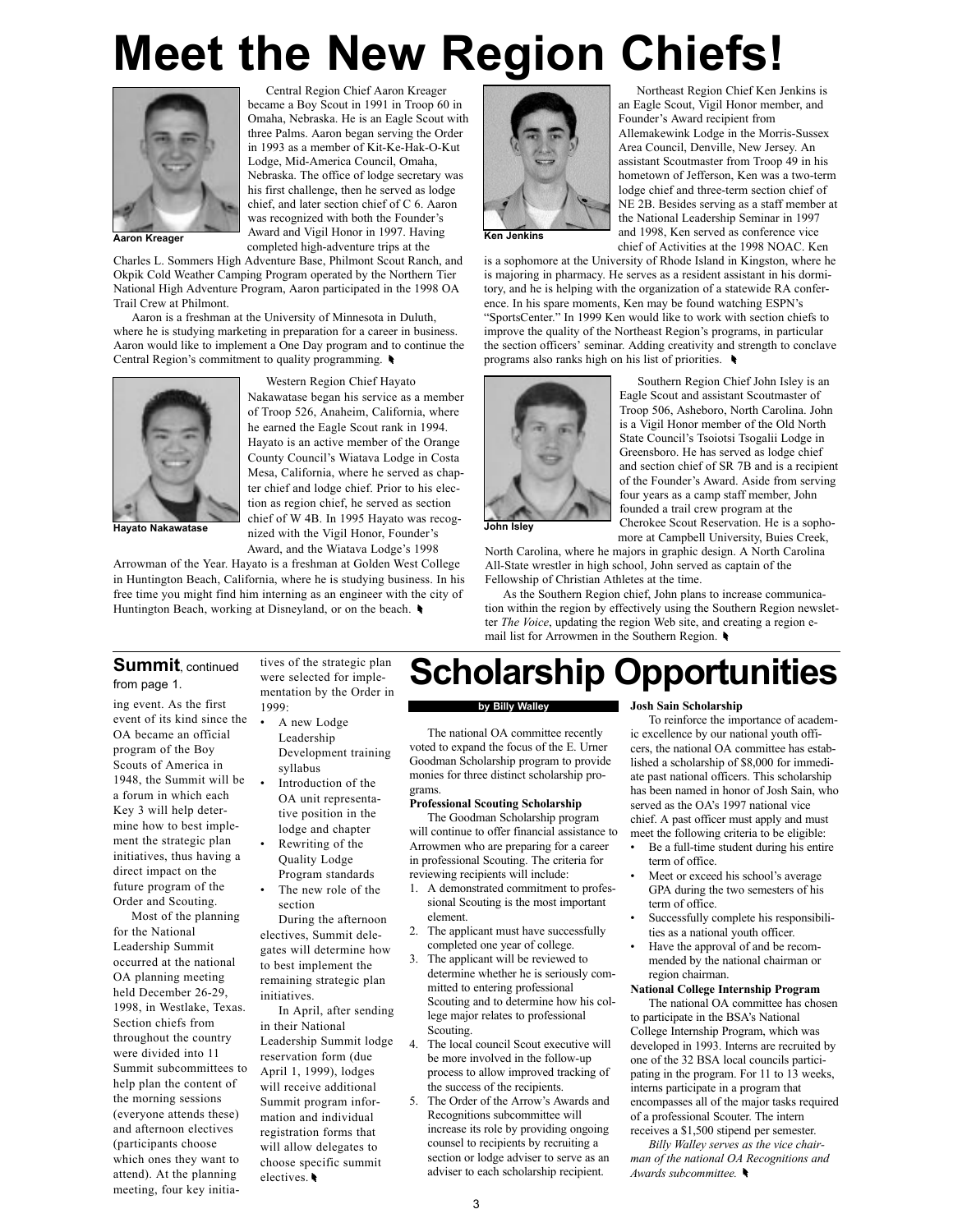# Meet the New Region Chiefs!

**Aaron Kreager**

Central Region Chief Aaron Kreager became a Boy Scout in 1991 in Troop 60 in Omaha, Nebraska. He is an Eagle Scout with three Palms. Aaron began serving the Order in 1993 as a member of Kit-Ke-Hak-O-Kut Lodge, Mid-America Council, Omaha, Nebraska. The office of lodge secretary was his first challenge, then he served as lodge chief, and later section chief of C 6. Aaron was recognized with both the Founder's Award and Vigil Honor in 1997. Having completed high-adventure trips at the Charles L. Sommers High Adventure Base, Philmont Scout Ranch, and Okpik Cold Weather Camping Program operated by the Northern Tier National High Adventure Program, Aaron participated in the 1998 OA Trail Crew at Philmont.

Aaron is a freshman at the University of Minnesota in Duluth, where he is studying marketing in preparation for a career in business. Aaron would like to implement a One Day program and to continue the Central Region's commitment to quality programming.

**Hayato Nakawatase**

Western Region Chief Hayato Nakawatase began his service as a member of Troop 526, Anaheim, California, where he earned the Eagle Scout rank in 1994. Hayato is an active member of the Orange County Council's Wiatava Lodge in Costa Mesa, California, where he served as chapter chief and lodge chief. Prior to his election as region chief, he served as section chief of W 4B. In 1995 Hayato was recognized with the Vigil Honor, Founder's Award, and the Wiatava Lodge's 1998 Arrowman of the Year. Hayato is a freshman at Golden West College in Huntington Beach, California, where he is studying business. In his free time you might find him interning as an engineer with the city of Huntington Beach, working at Disneyland, or on the beach.

**Ken Jenkins**

Northeast Region Chief Ken Jenkins is an Eagle Scout, Vigil Honor member, and Founder's Award recipient from Allemakewink Lodge in the Morris-Sussex Area Council, Denville, New Jersey. An assistant Scoutmaster from Troop 49 in his hometown of Jefferson, Ken was a two-term lodge chief and three-term section chief of NE 2B. Besides serving as a staff member at the National Leadership Seminar in 1997 and 1998, Ken served as conference vice chief of Activities at the 1998 NOAC. Ken is a sophomore at the University of Rhode Island in Kingston, where he is majoring in pharmacy. He serves as a resident assistant in his dormitory, and he is helping with the organization of a statewide RA conference. In his spare moments, Ken may be found watching ESPN's "SportsCenter." In 1999 Ken would like to work with section chiefs to improve the quality of the Northeast Region's programs, in particular the section officers' seminar. Adding creativity and strength to conclave programs also ranks high on his list of priorities.

**John Isley**

Southern Region Chief John Isley is an Eagle Scout and assistant Scoutmaster of Troop 506, Asheboro, North Carolina. John is a Vigil Honor member of the Old North State Council's Tsoiotsi Tsogalii Lodge in Greensboro. He has served as lodge chief and section chief of SR 7B and is a recipient of the Founder's Award. Aside from serving four years as a camp staff member, John founded a trail crew program at the Cherokee Scout Reservation. He is a sophomore at Campbell University, Buies Creek, North Carolina, where he majors in graphic design. A North Carolina All-State wrestler in high school, John served as captain of the Fellowship of Christian Athletes at the time.

As the Southern Region chief, John plans to increase communication within the region by effectively using the Southern Region newsletter *The Voice*, updating the region Web site, and creating a region e-mail list for Arrowmen in the Southern Region.

## Summit, continued from page 1.

ing event. As the first event of its kind since the OA became an official program of the Boy Scouts of America in 1948, the Summit will be a forum in which each Key 3 will help determine how to best implement the strategic plan initiatives, thus having a direct impact on the future program of the Order and Scouting.

Most of the planning for the National Leadership Summit occurred at the national OA planning meeting held December 26-29, 1998, in Westlake, Texas. Section chiefs from throughout the country were divided into 11 Summit subcommittees to help plan the content of the morning sessions (everyone attends these) and afternoon electives (participants choose which ones they want to attend). At the planning meeting, four key initiatives of the strategic plan were selected for implementation by the Order in 1999:

- A new Lodge Leadership Development training syllabus
- Introduction of the OA unit representative position in the lodge and chapter
- Rewriting of the Quality Lodge Program standards
- The new role of the section

During the afternoon electives, Summit delegates will determine how to best implement the remaining strategic plan initiatives.

In April, after sending in their National Leadership Summit lodge reservation form (due April 1, 1999), lodges will receive additional Summit program information and individual registration forms that will allow delegates to choose specific summit electives.

# Scholarship Opportunities

**by Billy Walley**

The national OA committee recently voted to expand the focus of the E. Urner Goodman Scholarship program to provide monies for three distinct scholarship programs.

**Professional Scouting Scholarship**

The Goodman Scholarship program will continue to offer financial assistance to Arrowmen who are preparing for a career in professional Scouting. The criteria for reviewing recipients will include:

1. A demonstrated commitment to professional Scouting is the most important element.
2. The applicant must have successfully completed one year of college.
3. The applicant will be reviewed to determine whether he is seriously committed to entering professional Scouting and to determine how his college major relates to professional Scouting.
4. The local council Scout executive will be more involved in the follow-up process to allow improved tracking of the success of the recipients.
5. The Order of the Arrow's Awards and Recognitions subcommittee will increase its role by providing ongoing counsel to recipients by recruiting a section or lodge adviser to serve as an adviser to each scholarship recipient.

**Josh Sain Scholarship**

To reinforce the importance of academic excellence by our national youth officers, the national OA committee has established a scholarship of $8,000 for immediate past national officers. This scholarship has been named in honor of Josh Sain, who served as the OA's 1997 national vice chief. A past officer must apply and must meet the following criteria to be eligible:

- Be a full-time student during his entire term of office.
- Meet or exceed his school's average GPA during the two semesters of his term of office.
- Successfully complete his responsibilities as a national youth officer.
- Have the approval of and be recommended by the national chairman or region chairman.

**National College Internship Program**

The national OA committee has chosen to participate in the BSA's National College Internship Program, which was developed in 1993. Interns are recruited by one of the 32 BSA local councils participating in the program. For 11 to 13 weeks, interns participate in a program that encompasses all of the major tasks required of a professional Scouter. The intern receives a $1,500 stipend per semester.

*Billy Walley serves as the vice chairman of the national OA Recognitions and Awards subcommittee.*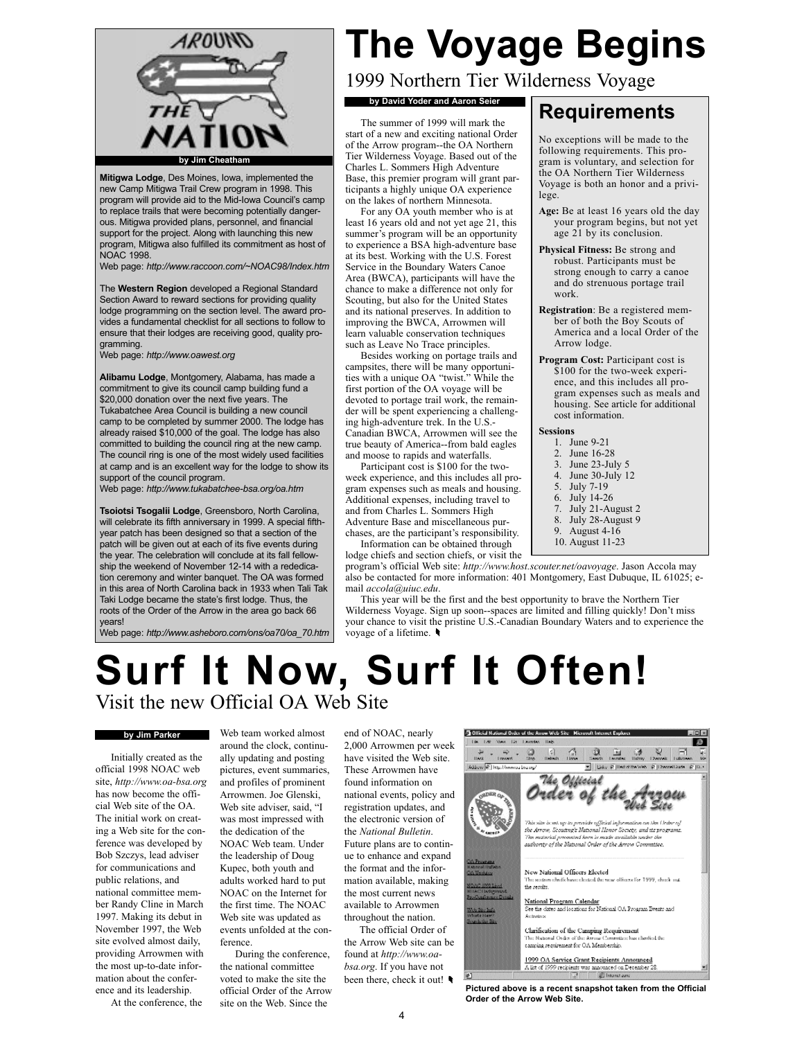# Around the Nation

**by Jim Cheatham**

**Mitigwa Lodge**, Des Moines, Iowa, implemented the new Camp Mitigwa Trail Crew program in 1998. This program will provide aid to the Mid-Iowa Council's camp to replace trails that were becoming potentially dangerous. Mitigwa provided plans, personnel, and financial support for the project. Along with launching this new program, Mitigwa also fulfilled its commitment as host of NOAC 1998.

Web page: *http://www.raccoon.com/~NOAC98/Index.htm*

The **Western Region** developed a Regional Standard Section Award to reward sections for providing quality lodge programming on the section level. The award provides a fundamental checklist for all sections to follow to ensure that their lodges are receiving good, quality programming.

Web page: *http://www.oawest.org*

**Alibamu Lodge**, Montgomery, Alabama, has made a commitment to give its council camp building fund a $20,000 donation over the next five years. The Tukabatchee Area Council is building a new council camp to be completed by summer 2000. The lodge has already raised $10,000 of the goal. The lodge has also committed to building the council ring at the new camp. The council ring is one of the most widely used facilities at camp and is an excellent way for the lodge to show its support of the council program.

Web page: *http://www.tukabatchee-bsa.org/oa.htm*

**Tsoiotsi Tsogalii Lodge**, Greensboro, North Carolina, will celebrate its fifth anniversary in 1999. A special fifth-year patch has been designed so that a section of the patch will be given out at each of its five events during the year. The celebration will conclude at its fall fellowship the weekend of November 12-14 with a rededication ceremony and winter banquet. The OA was formed in this area of North Carolina back in 1933 when Tali Tak Taki Lodge became the state's first lodge. Thus, the roots of the Order of the Arrow in the area go back 66 years!

Web page: *http://www.asheboro.com/ons/oa70/oa_70.htm*

# The Voyage Begins

## 1999 Northern Tier Wilderness Voyage

**by David Yoder and Aaron Seier**

The summer of 1999 will mark the start of a new and exciting national Order of the Arrow program--the OA Northern Tier Wilderness Voyage. Based out of the Charles L. Sommers High Adventure Base, this premier program will grant participants a highly unique OA experience on the lakes of northern Minnesota.

For any OA youth member who is at least 16 years old and not yet age 21, this summer's program will be an opportunity to experience a BSA high-adventure base at its best. Working with the U.S. Forest Service in the Boundary Waters Canoe Area (BWCA), participants will have the chance to make a difference not only for Scouting, but also for the United States and its national preserves. In addition to improving the BWCA, Arrowmen will learn valuable conservation techniques such as Leave No Trace principles.

Besides working on portage trails and campsites, there will be many opportunities with a unique OA "twist." While the first portion of the OA voyage will be devoted to portage trail work, the remainder will be spent experiencing a challenging high-adventure trek. In the U.S.-Canadian BWCA, Arrowmen will see the true beauty of America--from bald eagles and moose to rapids and waterfalls.

Participant cost is $100 for the two-week experience, and this includes all program expenses such as meals and housing. Additional expenses, including travel to and from Charles L. Sommers High Adventure Base and miscellaneous purchases, are the participant's responsibility.

Information can be obtained through lodge chiefs and section chiefs, or visit the program's official Web site: *http://www.host.scouter.net/oavoyage*. Jason Accola may also be contacted for more information: 401 Montgomery, East Dubuque, IL 61025; e-mail *accola@uiuc.edu*.

This year will be the first and the best opportunity to brave the Northern Tier Wilderness Voyage. Sign up soon--spaces are limited and filling quickly! Don't miss your chance to visit the pristine U.S.-Canadian Boundary Waters and to experience the voyage of a lifetime.

### Requirements

No exceptions will be made to the following requirements. This program is voluntary, and selection for the OA Northern Tier Wilderness Voyage is both an honor and a privilege.

**Age:** Be at least 16 years old the day your program begins, but not yet age 21 by its conclusion.

**Physical Fitness:** Be strong and robust. Participants must be strong enough to carry a canoe and do strenuous portage trail work.

**Registration**: Be a registered member of both the Boy Scouts of America and a local Order of the Arrow lodge.

**Program Cost:** Participant cost is $100 for the two-week experience, and this includes all program expenses such as meals and housing. See article for additional cost information.

**Sessions**

1. June 9-21
2. June 16-28
3. June 23-July 5
4. June 30-July 12
5. July 7-19
6. July 14-26
7. July 21-August 2
8. July 28-August 9
9. August 4-16
10. August 11-23

# Surf It Now, Surf It Often!

## Visit the new Official OA Web Site

**by Jim Parker**

Initially created as the official 1998 NOAC web site, *http://www.oa-bsa.org* has now become the official Web site of the OA. The initial work on creating a Web site for the conference was developed by Bob Szczys, lead adviser for communications and public relations, and national committee member Randy Cline in March 1997. Making its debut in November 1997, the Web site evolved almost daily, providing Arrowmen with the most up-to-date information about the conference and its leadership.

At the conference, the Web team worked almost around the clock, continually updating and posting pictures, event summaries, and profiles of prominent Arrowmen. Joe Glenski, Web site adviser, said, "I was most impressed with the dedication of the NOAC Web team. Under the leadership of Doug Kupec, both youth and adults worked hard to put NOAC on the Internet for the first time. The NOAC Web site was updated as events unfolded at the conference.

During the conference, the national committee voted to make the site the official Order of the Arrow site on the Web. Since the end of NOAC, nearly 2,000 Arrowmen per week have visited the Web site. These Arrowmen have found information on national events, policy and registration updates, and the electronic version of the *National Bulletin*. Future plans are to continue to enhance and expand the format and the information available, making the most current news available to Arrowmen throughout the nation.

The official Order of the Arrow Web site can be found at *http://www.oa-bsa.org*. If you have not been there, check it out!

**Pictured above is a recent snapshot taken from the Official Order of the Arrow Web Site.**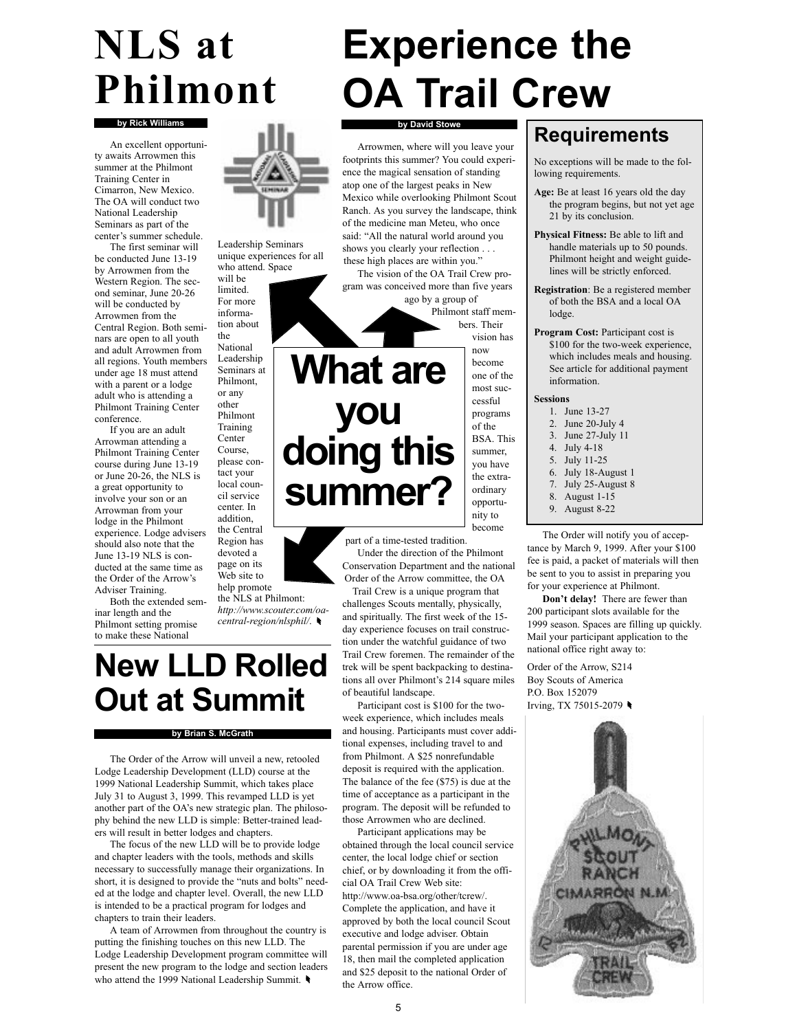# NLS at Philmont

**by Rick Williams**

An excellent opportunity awaits Arrowmen this summer at the Philmont Training Center in Cimarron, New Mexico. The OA will conduct two National Leadership Seminars as part of the center's summer schedule.

The first seminar will be conducted June 13-19 by Arrowmen from the Western Region. The second seminar, June 20-26 will be conducted by Arrowmen from the Central Region. Both seminars are open to all youth and adult Arrowmen from all regions. Youth members under age 18 must attend with a parent or a lodge adult who is attending a Philmont Training Center conference.

If you are an adult Arrowman attending a Philmont Training Center course during June 13-19 or June 20-26, the NLS is a great opportunity to involve your son or an Arrowman from your lodge in the Philmont experience. Lodge advisers should also note that the June 13-19 NLS is conducted at the same time as the Order of the Arrow's Adviser Training.

Both the extended seminar length and the Philmont setting promise to make these National Leadership Seminars unique experiences for all who attend. Space will be limited. For more information about the National Leadership Seminars at Philmont, or any other Philmont Training Center Course, please contact your local council service center. In addition, the Central Region has devoted a page on its Web site to help promote the NLS at Philmont: *http://www.scouter.com/oa-central-region/nlsphil/*.

# Experience the OA Trail Crew

**by David Stowe**

Arrowmen, where will you leave your footprints this summer? You could experience the magical sensation of standing atop one of the largest peaks in New Mexico while overlooking Philmont Scout Ranch. As you survey the landscape, think of the medicine man Meteu, who once said: "All the natural world around you shows you clearly your reflection . . . these high places are within you."

The vision of the OA Trail Crew program was conceived more than five years ago by a group of Philmont staff members. Their vision has now become one of the most successful programs of the BSA. This summer, you have the extraordinary opportunity to become part of a time-tested tradition.

**What are you doing this summer?**

Under the direction of the Philmont Conservation Department and the national Order of the Arrow committee, the OA Trail Crew is a unique program that challenges Scouts mentally, physically, and spiritually. The first week of the 15-day experience focuses on trail construction under the watchful guidance of two Trail Crew foremen. The remainder of the trek will be spent backpacking to destinations all over Philmont's 214 square miles of beautiful landscape.

Participant cost is $100 for the two-week experience, which includes meals and housing. Participants must cover additional expenses, including travel to and from Philmont. A $25 nonrefundable deposit is required with the application. The balance of the fee ($75) is due at the time of acceptance as a participant in the program. The deposit will be refunded to those Arrowmen who are declined.

Participant applications may be obtained through the local council service center, the local lodge chief or section chief, or by downloading it from the official OA Trail Crew Web site: http://www.oa-bsa.org/other/tcrew/. Complete the application, and have it approved by both the local council Scout executive and lodge adviser. Obtain parental permission if you are under age 18, then mail the completed application and $25 deposit to the national Order of the Arrow office.

## Requirements

No exceptions will be made to the following requirements.

**Age:** Be at least 16 years old the day the program begins, but not yet age 21 by its conclusion.

**Physical Fitness:** Be able to lift and handle materials up to 50 pounds. Philmont height and weight guidelines will be strictly enforced.

**Registration**: Be a registered member of both the BSA and a local OA lodge.

**Program Cost:** Participant cost is $100 for the two-week experience, which includes meals and housing. See article for additional payment information.

**Sessions**

1. June 13-27
2. June 20-July 4
3. June 27-July 11
4. July 4-18
5. July 11-25
6. July 18-August 1
7. July 25-August 8
8. August 1-15
9. August 8-22

The Order will notify you of acceptance by March 9, 1999. After your $100 fee is paid, a packet of materials will then be sent to you to assist in preparing you for your experience at Philmont.

**Don't delay!** There are fewer than 200 participant slots available for the 1999 season. Spaces are filling up quickly. Mail your participant application to the national office right away to:

Order of the Arrow, S214
Boy Scouts of America
P.O. Box 152079
Irving, TX 75015-2079

# New LLD Rolled Out at Summit

**by Brian S. McGrath**

The Order of the Arrow will unveil a new, retooled Lodge Leadership Development (LLD) course at the 1999 National Leadership Summit, which takes place July 31 to August 3, 1999. This revamped LLD is yet another part of the OA's new strategic plan. The philosophy behind the new LLD is simple: Better-trained leaders will result in better lodges and chapters.

The focus of the new LLD will be to provide lodge and chapter leaders with the tools, methods and skills necessary to successfully manage their organizations. In short, it is designed to provide the "nuts and bolts" needed at the lodge and chapter level. Overall, the new LLD is intended to be a practical program for lodges and chapters to train their leaders.

A team of Arrowmen from throughout the country is putting the finishing touches on this new LLD. The Lodge Leadership Development program committee will present the new program to the lodge and section leaders who attend the 1999 National Leadership Summit.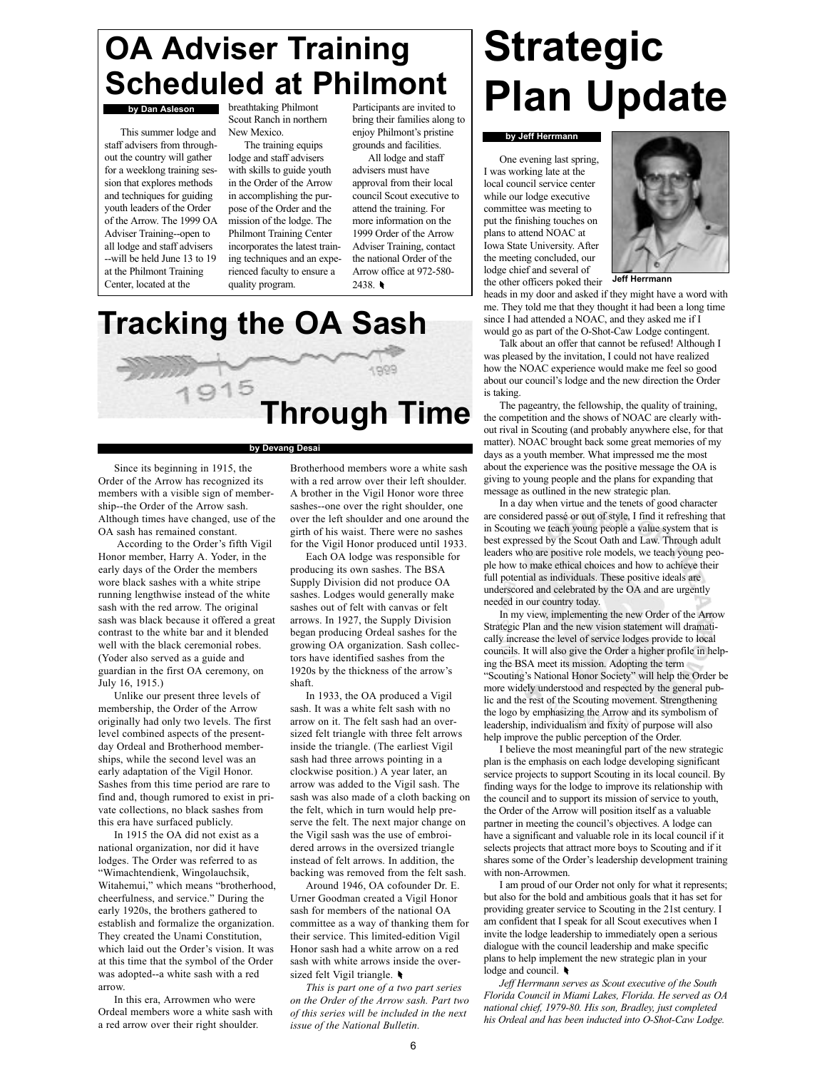# OA Adviser Training Scheduled at Philmont

**by Dan Asleson**

This summer lodge and staff advisers from throughout the country will gather for a weeklong training session that explores methods and techniques for guiding youth leaders of the Order of the Arrow. The 1999 OA Adviser Training--open to all lodge and staff advisers --will be held June 13 to 19 at the Philmont Training Center, located at the breathtaking Philmont Scout Ranch in northern New Mexico.

The training equips lodge and staff advisers with skills to guide youth in the Order of the Arrow in accomplishing the purpose of the Order and the mission of the lodge. The Philmont Training Center incorporates the latest training techniques and an experienced faculty to ensure a quality program.

Participants are invited to bring their families along to enjoy Philmont's pristine grounds and facilities.

All lodge and staff advisers must have approval from their local council Scout executive to attend the training. For more information on the 1999 Order of the Arrow Adviser Training, contact the national Order of the Arrow office at 972-580-2438.

# Tracking the OA Sash Through Time

**by Devang Desai**

Since its beginning in 1915, the Order of the Arrow has recognized its members with a visible sign of membership--the Order of the Arrow sash. Although times have changed, use of the OA sash has remained constant.

According to the Order's fifth Vigil Honor member, Harry A. Yoder, in the early days of the Order the members wore black sashes with a white stripe running lengthwise instead of the white sash with the red arrow. The original sash was black because it offered a great contrast to the white bar and it blended well with the black ceremonial robes. (Yoder also served as a guide and guardian in the first OA ceremony, on July 16, 1915.)

Unlike our present three levels of membership, the Order of the Arrow originally had only two levels. The first level combined aspects of the present-day Ordeal and Brotherhood memberships, while the second level was an early adaptation of the Vigil Honor. Sashes from this time period are rare to find and, though rumored to exist in private collections, no black sashes from this era have surfaced publicly.

In 1915 the OA did not exist as a national organization, nor did it have lodges. The Order was referred to as "Wimachtendienk, Wingolauchsik, Witahemui," which means "brotherhood, cheerfulness, and service." During the early 1920s, the brothers gathered to establish and formalize the organization. They created the Unami Constitution, which laid out the Order's vision. It was at this time that the symbol of the Order was adopted--a white sash with a red arrow.

In this era, Arrowmen who were Ordeal members wore a white sash with a red arrow over their right shoulder. Brotherhood members wore a white sash with a red arrow over their left shoulder. A brother in the Vigil Honor wore three sashes--one over the right shoulder, one over the left shoulder and one around the girth of his waist. There were no sashes for the Vigil Honor produced until 1933.

Each OA lodge was responsible for producing its own sashes. The BSA Supply Division did not produce OA sashes. Lodges would generally make sashes out of felt with canvas or felt arrows. In 1927, the Supply Division began producing Ordeal sashes for the growing OA organization. Sash collectors have identified sashes from the 1920s by the thickness of the arrow's shaft.

In 1933, the OA produced a Vigil sash. It was a white felt sash with no arrow on it. The felt sash had an oversized felt triangle with three felt arrows inside the triangle. (The earliest Vigil sash had three arrows pointing in a clockwise position.) A year later, an arrow was added to the Vigil sash. The sash was also made of a cloth backing on the felt, which in turn would help preserve the felt. The next major change on the Vigil sash was the use of embroidered arrows in the oversized triangle instead of felt arrows. In addition, the backing was removed from the felt sash.

Around 1946, OA cofounder Dr. E. Urner Goodman created a Vigil Honor sash for members of the national OA committee as a way of thanking them for their service. This limited-edition Vigil Honor sash had a white arrow on a red sash with white arrows inside the oversized felt Vigil triangle.

*This is part one of a two part series on the Order of the Arrow sash. Part two of this series will be included in the next issue of the National Bulletin.*

# Strategic Plan Update

**by Jeff Herrmann**

Jeff Herrmann

One evening last spring, I was working late at the local council service center while our lodge executive committee was meeting to put the finishing touches on plans to attend NOAC at Iowa State University. After the meeting concluded, our lodge chief and several of the other officers poked their heads in my door and asked if they might have a word with me. They told me that they thought it had been a long time since I had attended a NOAC, and they asked me if I would go as part of the O-Shot-Caw Lodge contingent.

Talk about an offer that cannot be refused! Although I was pleased by the invitation, I could not have realized how the NOAC experience would make me feel so good about our council's lodge and the new direction the Order is taking.

The pageantry, the fellowship, the quality of training, the competition and the shows of NOAC are clearly without rival in Scouting (and probably anywhere else, for that matter). NOAC brought back some great memories of my days as a youth member. What impressed me the most about the experience was the positive message the OA is giving to young people and the plans for expanding that message as outlined in the new strategic plan.

In a day when virtue and the tenets of good character are considered passé or out of style, I find it refreshing that in Scouting we teach young people a value system that is best expressed by the Scout Oath and Law. Through adult leaders who are positive role models, we teach young people how to make ethical choices and how to achieve their full potential as individuals. These positive ideals are underscored and celebrated by the OA and are urgently needed in our country today.

In my view, implementing the new Order of the Arrow Strategic Plan and the new vision statement will dramatically increase the level of service lodges provide to local councils. It will also give the Order a higher profile in helping the BSA meet its mission. Adopting the term "Scouting's National Honor Society" will help the Order be more widely understood and respected by the general public and the rest of the Scouting movement. Strengthening the logo by emphasizing the Arrow and its symbolism of leadership, individualism and fixity of purpose will also help improve the public perception of the Order.

I believe the most meaningful part of the new strategic plan is the emphasis on each lodge developing significant service projects to support Scouting in its local council. By finding ways for the lodge to improve its relationship with the council and to support its mission of service to youth, the Order of the Arrow will position itself as a valuable partner in meeting the council's objectives. A lodge can have a significant and valuable role in its local council if it selects projects that attract more boys to Scouting and if it shares some of the Order's leadership development training with non-Arrowmen.

I am proud of our Order not only for what it represents; but also for the bold and ambitious goals that it has set for providing greater service to Scouting in the 21st century. I am confident that I speak for all Scout executives when I invite the lodge leadership to immediately open a serious dialogue with the council leadership and make specific plans to help implement the new strategic plan in your lodge and council.

*Jeff Herrmann serves as Scout executive of the South Florida Council in Miami Lakes, Florida. He served as OA national chief, 1979-80. His son, Bradley, just completed his Ordeal and has been inducted into O-Shot-Caw Lodge.*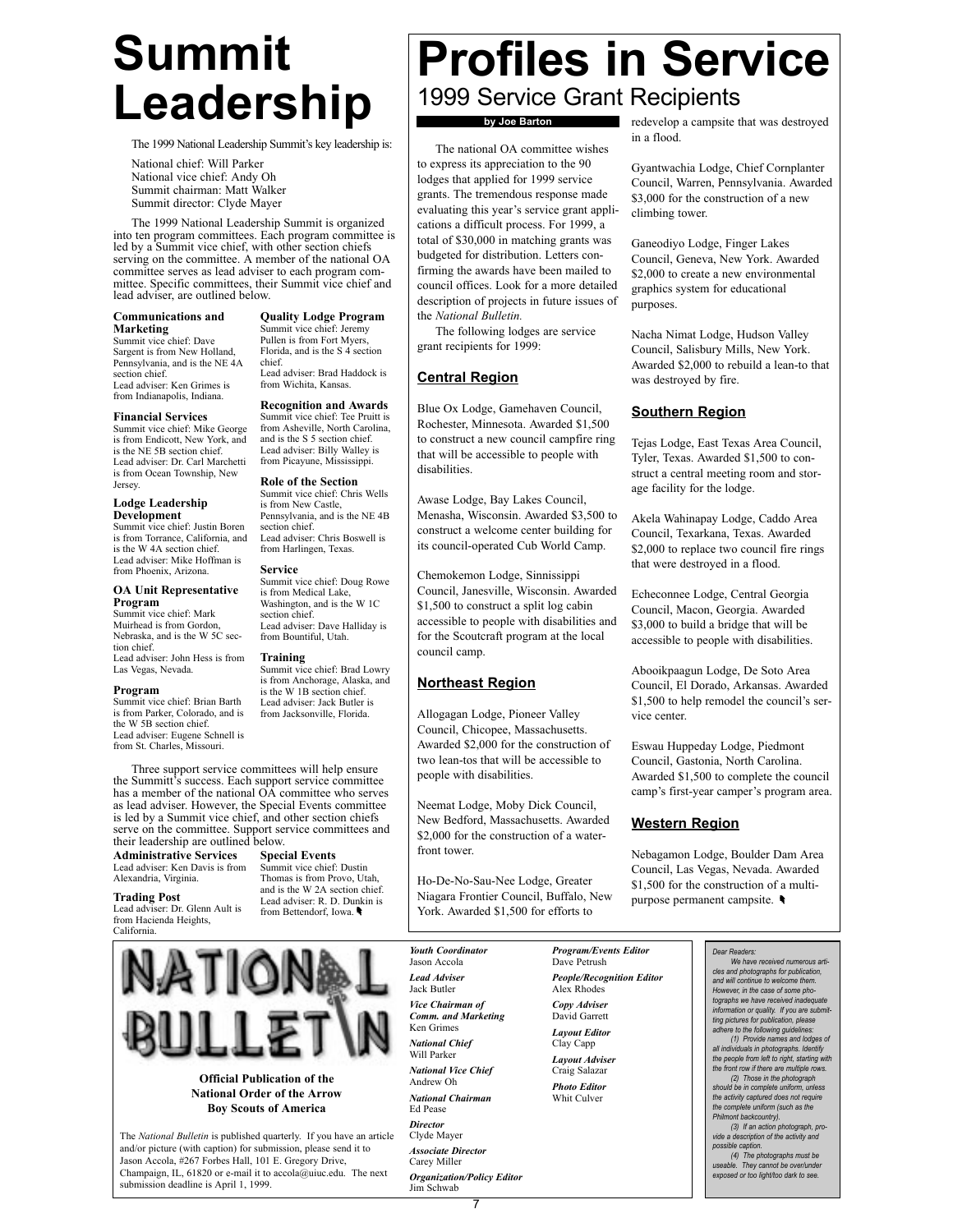# Summit Leadership

The 1999 National Leadership Summit's key leadership is:

National chief: Will Parker
National vice chief: Andy Oh
Summit chairman: Matt Walker
Summit director: Clyde Mayer

The 1999 National Leadership Summit is organized into ten program committees. Each program committee is led by a Summit vice chief, with other section chiefs serving on the committee. A member of the national OA committee serves as lead adviser to each program committee. Specific committees, their Summit vice chief and lead adviser, are outlined below.

**Communications and Marketing**
Summit vice chief: Dave Sargent is from New Holland, Pennsylvania, and is the NE 4A section chief.
Lead adviser: Ken Grimes is from Indianapolis, Indiana.

**Financial Services**
Summit vice chief: Mike George is from Endicott, New York, and is the NE 5B section chief.
Lead adviser: Dr. Carl Marchetti is from Ocean Township, New Jersey.

**Lodge Leadership Development**
Summit vice chief: Justin Boren is from Torrance, California, and is the W 4A section chief.
Lead adviser: Mike Hoffman is from Phoenix, Arizona.

**OA Unit Representative Program**
Summit vice chief: Mark Muirhead is from Gordon, Nebraska, and is the W 5C section chief.
Lead adviser: John Hess is from Las Vegas, Nevada.

**Program**
Summit vice chief: Brian Barth is from Parker, Colorado, and is the W 5B section chief.
Lead adviser: Eugene Schnell is from St. Charles, Missouri.

**Quality Lodge Program**
Summit vice chief: Jeremy Pullen is from Fort Myers, Florida, and is the S 4 section chief.
Lead adviser: Brad Haddock is from Wichita, Kansas.

**Recognition and Awards**
Summit vice chief: Tee Pruitt is from Asheville, North Carolina, and is the S 5 section chief.
Lead adviser: Billy Walley is from Picayune, Mississippi.

**Role of the Section**
Summit vice chief: Chris Wells is from New Castle, Pennsylvania, and is the NE 4B section chief.
Lead adviser: Chris Boswell is from Harlingen, Texas.

**Service**
Summit vice chief: Doug Rowe is from Medical Lake, Washington, and is the W 1C section chief.
Lead adviser: Dave Halliday is from Bountiful, Utah.

**Training**
Summit vice chief: Brad Lowry is from Anchorage, Alaska, and is the W 1B section chief.
Lead adviser: Jack Butler is from Jacksonville, Florida.

Three support service committees will help ensure the Summit's success. Each support service committee has a member of the national OA committee who serves as lead adviser. However, the Special Events committee is led by a Summit vice chief, and other section chiefs serve on the committee. Support service committees and their leadership are outlined below.

**Administrative Services**
Lead adviser: Ken Davis is from Alexandria, Virginia.

**Trading Post**
Lead adviser: Dr. Glenn Ault is from Hacienda Heights, California.

**Special Events**
Summit vice chief: Dustin Thomas is from Provo, Utah, and is the W 2A section chief.
Lead adviser: R. D. Dunkin is from Bettendorf, Iowa.

# Profiles in Service

## 1999 Service Grant Recipients

**by Joe Barton**

The national OA committee wishes to express its appreciation to the 90 lodges that applied for 1999 service grants. The tremendous response made evaluating this year's service grant applications a difficult process. For 1999, a total of $30,000 in matching grants was budgeted for distribution. Letters confirming the awards have been mailed to council offices. Look for a more detailed description of projects in future issues of the *National Bulletin.*

The following lodges are service grant recipients for 1999:

### Central Region

Blue Ox Lodge, Gamehaven Council, Rochester, Minnesota. Awarded $1,500 to construct a new council campfire ring that will be accessible to people with disabilities.

Awase Lodge, Bay Lakes Council, Menasha, Wisconsin. Awarded $3,500 to construct a welcome center building for its council-operated Cub World Camp.

Chemokemon Lodge, Sinnissippi Council, Janesville, Wisconsin. Awarded $1,500 to construct a split log cabin accessible to people with disabilities and for the Scoutcraft program at the local council camp.

### Northeast Region

Allogagan Lodge, Pioneer Valley Council, Chicopee, Massachusetts. Awarded $2,000 for the construction of two lean-tos that will be accessible to people with disabilities.

Neemat Lodge, Moby Dick Council, New Bedford, Massachusetts. Awarded $2,000 for the construction of a waterfront tower.

Ho-De-No-Sau-Nee Lodge, Greater Niagara Frontier Council, Buffalo, New York. Awarded $1,500 for efforts to redevelop a campsite that was destroyed in a flood.

Gyantwachia Lodge, Chief Cornplanter Council, Warren, Pennsylvania. Awarded $3,000 for the construction of a new climbing tower.

Ganeodiyo Lodge, Finger Lakes Council, Geneva, New York. Awarded $2,000 to create a new environmental graphics system for educational purposes.

Nacha Nimat Lodge, Hudson Valley Council, Salisbury Mills, New York. Awarded $2,000 to rebuild a lean-to that was destroyed by fire.

### Southern Region

Tejas Lodge, East Texas Area Council, Tyler, Texas. Awarded $1,500 to construct a central meeting room and storage facility for the lodge.

Akela Wahinapay Lodge, Caddo Area Council, Texarkana, Texas. Awarded $2,000 to replace two council fire rings that were destroyed in a flood.

Echeconnee Lodge, Central Georgia Council, Macon, Georgia. Awarded $3,000 to build a bridge that will be accessible to people with disabilities.

Abooikpaagun Lodge, De Soto Area Council, El Dorado, Arkansas. Awarded $1,500 to help remodel the council's service center.

Eswau Huppeday Lodge, Piedmont Council, Gastonia, North Carolina. Awarded $1,500 to complete the council camp's first-year camper's program area.

### Western Region

Nebagamon Lodge, Boulder Dam Area Council, Las Vegas, Nevada. Awarded $1,500 for the construction of a multi-purpose permanent campsite.

---

# NATIONAL BULLETIN

**Official Publication of the National Order of the Arrow Boy Scouts of America**

The *National Bulletin* is published quarterly. If you have an article and/or picture (with caption) for submission, please send it to Jason Accola, #267 Forbes Hall, 101 E. Gregory Drive, Champaign, IL, 61820 or e-mail it to accola@uiuc.edu. The next submission deadline is April 1, 1999.

*Youth Coordinator*
Jason Accola

*Lead Adviser*
Jack Butler

*Vice Chairman of Comm. and Marketing*
Ken Grimes

*National Chief*
Will Parker

*National Vice Chief*
Andrew Oh

*National Chairman*
Ed Pease

*Director*
Clyde Mayer

*Associate Director*
Carey Miller

*Organization/Policy Editor*
Jim Schwab

*Program/Events Editor*
Dave Petrush

*People/Recognition Editor*
Alex Rhodes

*Copy Adviser*
David Garrett

*Layout Editor*
Clay Capp

*Layout Adviser*
Craig Salazar

*Photo Editor*
Whit Culver

*Dear Readers:*

*We have received numerous articles and photographs for publication, and will continue to welcome them. However, in the case of some photographs we have received inadequate information or quality. If you are submitting pictures for publication, please adhere to the following guidelines:*

*(1) Provide names and lodges of all individuals in photographs. Identify the people from left to right, starting with the front row if there are multiple rows.*

*(2) Those in the photograph should be in complete uniform, unless the activity captured does not require the complete uniform (such as the Philmont backcountry).*

*(3) If an action photograph, provide a description of the activity and possible caption.*

*(4) The photographs must be useable. They cannot be over/under exposed or too light/too dark to see.*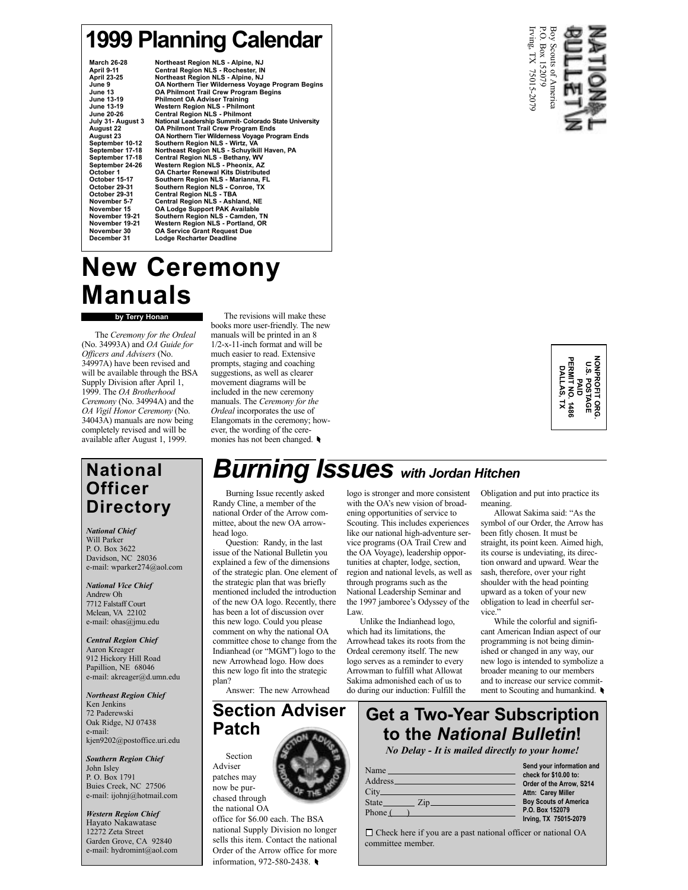# 1999 Planning Calendar

| | |
|---|---|
| March 26-28 | Northeast Region NLS - Alpine, NJ |
| April 9-11 | Central Region NLS - Rochester, IN |
| April 23-25 | Northeast Region NLS - Alpine, NJ |
| June 9 | OA Northern Tier Wilderness Voyage Program Begins |
| June 13 | OA Philmont Trail Crew Program Begins |
| June 13-19 | Philmont OA Adviser Training |
| June 13-19 | Western Region NLS - Philmont |
| June 20-26 | Central Region NLS - Philmont |
| July 31- August 3 | National Leadership Summit- Colorado State University |
| August 22 | OA Philmont Trail Crew Program Ends |
| August 23 | OA Northern Tier Wilderness Voyage Program Ends |
| September 10-12 | Southern Region NLS - Wirtz, VA |
| September 17-18 | Northeast Region NLS - Schuylkill Haven, PA |
| September 17-18 | Central Region NLS - Bethany, WV |
| September 24-26 | Western Region NLS - Pheonix, AZ |
| October 1 | OA Charter Renewal Kits Distributed |
| October 15-17 | Southern Region NLS - Marianna, FL |
| October 29-31 | Southern Region NLS - Conroe, TX |
| October 29-31 | Central Region NLS - TBA |
| November 5-7 | Central Region NLS - Ashland, NE |
| November 15 | OA Lodge Support PAK Available |
| November 19-21 | Southern Region NLS - Camden, TN |
| November 19-21 | Western Region NLS - Portland, OR |
| November 30 | OA Service Grant Request Due |
| December 31 | Lodge Recharter Deadline |

NATIONAL BULLETIN
Boy Scouts of America
P.O. Box 152079
Irving, TX 75015-2079

NONPROFIT ORG.
U.S. POSTAGE
PAID
PERMIT NO. 1486
DALLAS, TX

# New Ceremony Manuals

**by Terry Honan**

The *Ceremony for the Ordeal* (No. 34993A) and *OA Guide for Officers and Advisers* (No. 34997A) have been revised and will be available through the BSA Supply Division after April 1, 1999. The *OA Brotherhood Ceremony* (No. 34994A) and the *OA Vigil Honor Ceremony* (No. 34043A) manuals are now being completely revised and will be available after August 1, 1999.

The revisions will make these books more user-friendly. The new manuals will be printed in an 8 1/2-x-11-inch format and will be much easier to read. Extensive prompts, staging and coaching suggestions, as well as clearer movement diagrams will be included in the new ceremony manuals. The *Ceremony for the Ordeal* incorporates the use of Elangomats in the ceremony; however, the wording of the ceremonies has not been changed.

## National Officer Directory

***National Chief***
Will Parker
P. O. Box 3622
Davidson, NC 28036
e-mail: wparker274@aol.com

***National Vice Chief***
Andrew Oh
7712 Falstaff Court
Mclean, VA 22102
e-mail: ohas@jmu.edu

***Central Region Chief***
Aaron Kreager
912 Hickory Hill Road
Papillion, NE 68046
e-mail: akreager@d.umn.edu

***Northeast Region Chief***
Ken Jenkins
72 Paderewski
Oak Ridge, NJ 07438
e-mail: kjen9202@postoffice.uri.edu

***Southern Region Chief***
John Isley
P. O. Box 1791
Buies Creek, NC 27506
e-mail: ijohnj@hotmail.com

***Western Region Chief***
Hayato Nakawatase
12272 Zeta Street
Garden Grove, CA 92840
e-mail: hydromint@aol.com

# *Burning Issues* *with Jordan Hitchen*

Burning Issue recently asked Randy Cline, a member of the national Order of the Arrow committee, about the new OA arrowhead logo.

Question: Randy, in the last issue of the National Bulletin you explained a few of the dimensions of the strategic plan. One element of the strategic plan that was briefly mentioned included the introduction of the new OA logo. Recently, there has been a lot of discussion over this new logo. Could you please comment on why the national OA committee chose to change from the Indianhead (or "MGM") logo to the new Arrowhead logo. How does this new logo fit into the strategic plan?

Answer: The new Arrowhead logo is stronger and more consistent with the OA's new vision of broadening opportunities of service to Scouting. This includes experiences like our national high-adventure service programs (OA Trail Crew and the OA Voyage), leadership opportunities at chapter, lodge, section, region and national levels, as well as through programs such as the National Leadership Seminar and the 1997 jamboree's Odyssey of the Law.

Unlike the Indianhead logo, which had its limitations, the Arrowhead takes its roots from the Ordeal ceremony itself. The new logo serves as a reminder to every Arrowman to fulfill what Allowat Sakima admonished each of us to do during our induction: Fulfill the Obligation and put into practice its meaning.

Allowat Sakima said: "As the symbol of our Order, the Arrow has been fitly chosen. It must be straight, its point keen. Aimed high, its course is undeviating, its direction onward and upward. Wear the sash, therefore, over your right shoulder with the head pointing upward as a token of your new obligation to lead in cheerful service."

While the colorful and significant American Indian aspect of our programming is not being diminished or changed in any way, our new logo is intended to symbolize a broader meaning to our members and to increase our service commitment to Scouting and humankind.

## Section Adviser Patch

Section Adviser patches may now be purchased through the national OA office for $6.00 each. The BSA national Supply Division no longer sells this item. Contact the national Order of the Arrow office for more information, 972-580-2438.

## Get a Two-Year Subscription to the *National Bulletin*!

***No Delay - It is mailed directly to your home!***

Name ______________________
Address ______________________
City ______________________
State ________ Zip ______________
Phone (____) ______________

**Send your information and check for $10.00 to:**
**Order of the Arrow, S214**
**Attn: Carey Miller**
**Boy Scouts of America**
**P.O. Box 152079**
**Irving, TX 75015-2079**

☐ Check here if you are a past national officer or national OA committee member.